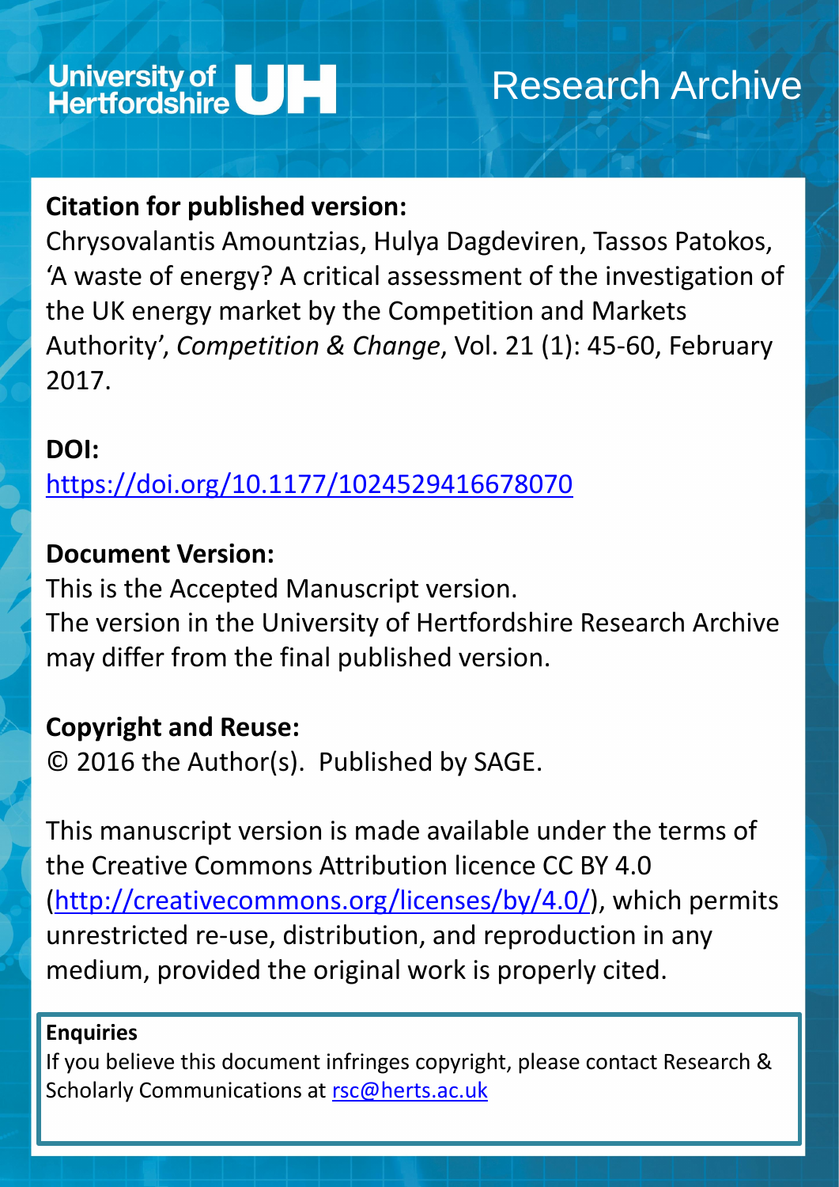University of Hertfordshire UH

Research Archive

**Citation for published version:**
Chrysovalantis Amountzias, Hulya Dagdeviren, Tassos Patokos, 'A waste of energy? A critical assessment of the investigation of the UK energy market by the Competition and Markets Authority', *Competition & Change*, Vol. 21 (1): 45-60, February 2017.

**DOI:**
https://doi.org/10.1177/1024529416678070

**Document Version:**
This is the Accepted Manuscript version.
The version in the University of Hertfordshire Research Archive may differ from the final published version.

**Copyright and Reuse:**
© 2016 the Author(s). Published by SAGE.

This manuscript version is made available under the terms of the Creative Commons Attribution licence CC BY 4.0 (http://creativecommons.org/licenses/by/4.0/), which permits unrestricted re-use, distribution, and reproduction in any medium, provided the original work is properly cited.

**Enquiries**
If you believe this document infringes copyright, please contact Research & Scholarly Communications at rsc@herts.ac.uk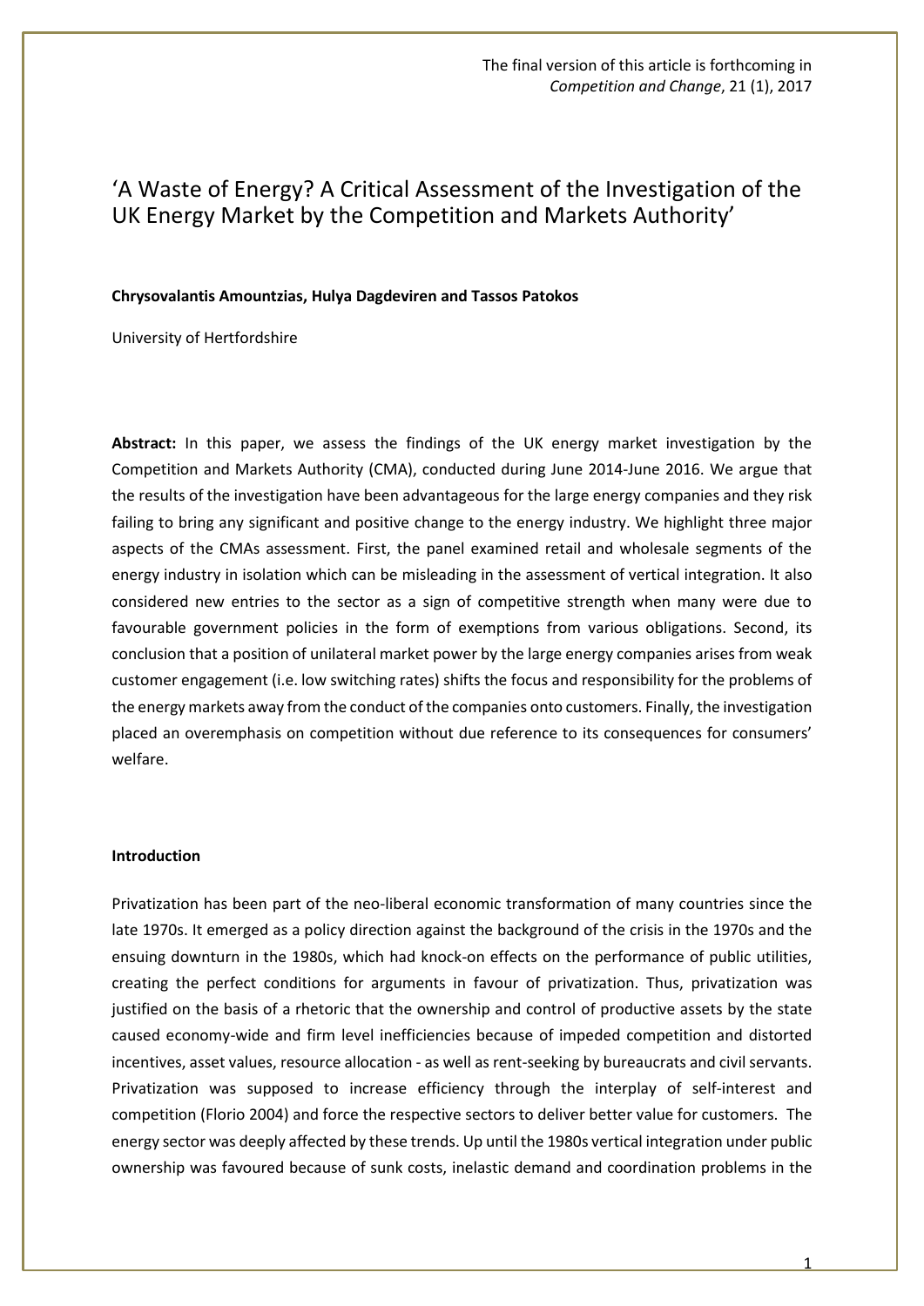The final version of this article is forthcoming in *Competition and Change*, 21 (1), 2017

# 'A Waste of Energy? A Critical Assessment of the Investigation of the UK Energy Market by the Competition and Markets Authority'

**Chrysovalantis Amountzias, Hulya Dagdeviren and Tassos Patokos**

University of Hertfordshire

**Abstract:** In this paper, we assess the findings of the UK energy market investigation by the Competition and Markets Authority (CMA), conducted during June 2014-June 2016. We argue that the results of the investigation have been advantageous for the large energy companies and they risk failing to bring any significant and positive change to the energy industry. We highlight three major aspects of the CMAs assessment. First, the panel examined retail and wholesale segments of the energy industry in isolation which can be misleading in the assessment of vertical integration. It also considered new entries to the sector as a sign of competitive strength when many were due to favourable government policies in the form of exemptions from various obligations. Second, its conclusion that a position of unilateral market power by the large energy companies arises from weak customer engagement (i.e. low switching rates) shifts the focus and responsibility for the problems of the energy markets away from the conduct of the companies onto customers. Finally, the investigation placed an overemphasis on competition without due reference to its consequences for consumers' welfare.

**Introduction**

Privatization has been part of the neo-liberal economic transformation of many countries since the late 1970s. It emerged as a policy direction against the background of the crisis in the 1970s and the ensuing downturn in the 1980s, which had knock-on effects on the performance of public utilities, creating the perfect conditions for arguments in favour of privatization. Thus, privatization was justified on the basis of a rhetoric that the ownership and control of productive assets by the state caused economy-wide and firm level inefficiencies because of impeded competition and distorted incentives, asset values, resource allocation - as well as rent-seeking by bureaucrats and civil servants. Privatization was supposed to increase efficiency through the interplay of self-interest and competition (Florio 2004) and force the respective sectors to deliver better value for customers. The energy sector was deeply affected by these trends. Up until the 1980s vertical integration under public ownership was favoured because of sunk costs, inelastic demand and coordination problems in the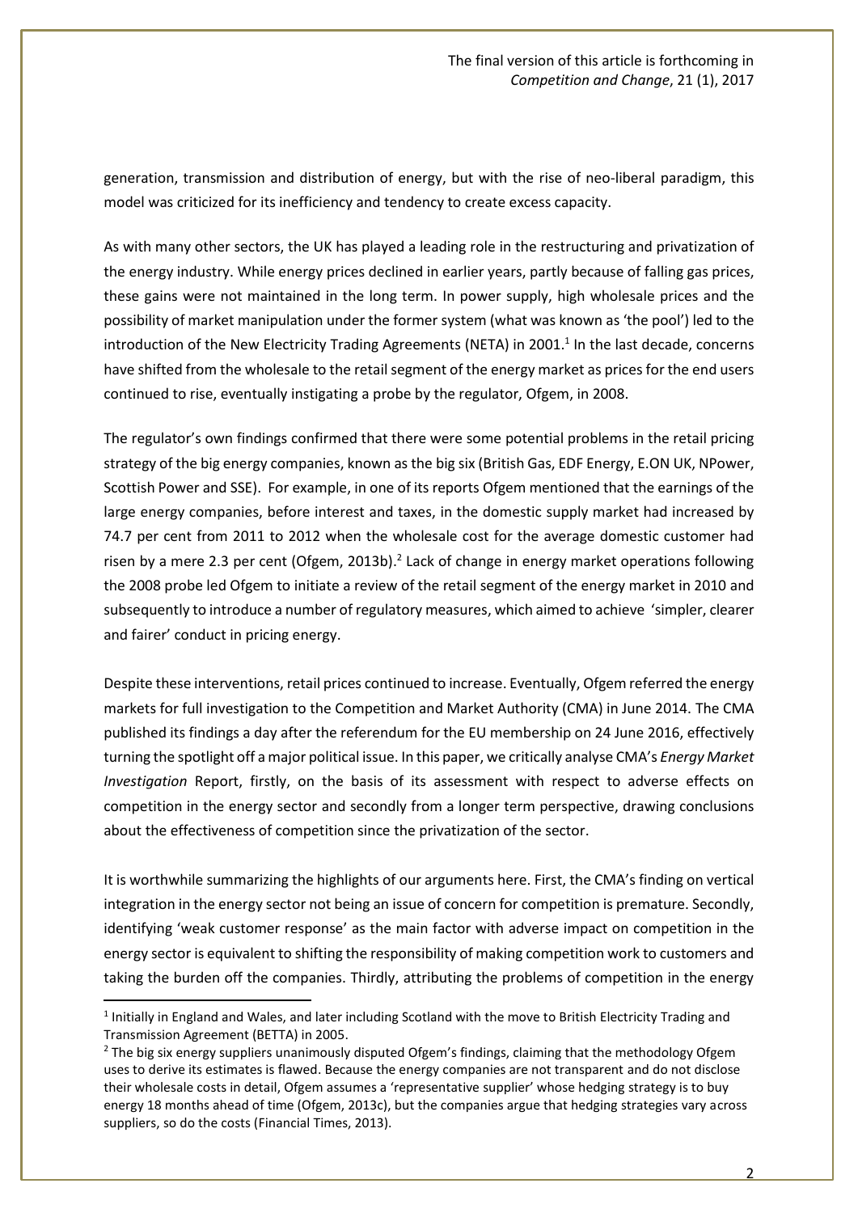generation, transmission and distribution of energy, but with the rise of neo-liberal paradigm, this model was criticized for its inefficiency and tendency to create excess capacity.

As with many other sectors, the UK has played a leading role in the restructuring and privatization of the energy industry. While energy prices declined in earlier years, partly because of falling gas prices, these gains were not maintained in the long term. In power supply, high wholesale prices and the possibility of market manipulation under the former system (what was known as 'the pool') led to the introduction of the New Electricity Trading Agreements (NETA) in 2001.[1] In the last decade, concerns have shifted from the wholesale to the retail segment of the energy market as prices for the end users continued to rise, eventually instigating a probe by the regulator, Ofgem, in 2008.

The regulator's own findings confirmed that there were some potential problems in the retail pricing strategy of the big energy companies, known as the big six (British Gas, EDF Energy, E.ON UK, NPower, Scottish Power and SSE). For example, in one of its reports Ofgem mentioned that the earnings of the large energy companies, before interest and taxes, in the domestic supply market had increased by 74.7 per cent from 2011 to 2012 when the wholesale cost for the average domestic customer had risen by a mere 2.3 per cent (Ofgem, 2013b).[2] Lack of change in energy market operations following the 2008 probe led Ofgem to initiate a review of the retail segment of the energy market in 2010 and subsequently to introduce a number of regulatory measures, which aimed to achieve 'simpler, clearer and fairer' conduct in pricing energy.

Despite these interventions, retail prices continued to increase. Eventually, Ofgem referred the energy markets for full investigation to the Competition and Market Authority (CMA) in June 2014. The CMA published its findings a day after the referendum for the EU membership on 24 June 2016, effectively turning the spotlight off a major political issue. In this paper, we critically analyse CMA's *Energy Market Investigation* Report, firstly, on the basis of its assessment with respect to adverse effects on competition in the energy sector and secondly from a longer term perspective, drawing conclusions about the effectiveness of competition since the privatization of the sector.

It is worthwhile summarizing the highlights of our arguments here. First, the CMA's finding on vertical integration in the energy sector not being an issue of concern for competition is premature. Secondly, identifying 'weak customer response' as the main factor with adverse impact on competition in the energy sector is equivalent to shifting the responsibility of making competition work to customers and taking the burden off the companies. Thirdly, attributing the problems of competition in the energy

[1] Initially in England and Wales, and later including Scotland with the move to British Electricity Trading and Transmission Agreement (BETTA) in 2005.

[2] The big six energy suppliers unanimously disputed Ofgem's findings, claiming that the methodology Ofgem uses to derive its estimates is flawed. Because the energy companies are not transparent and do not disclose their wholesale costs in detail, Ofgem assumes a 'representative supplier' whose hedging strategy is to buy energy 18 months ahead of time (Ofgem, 2013c), but the companies argue that hedging strategies vary across suppliers, so do the costs (Financial Times, 2013).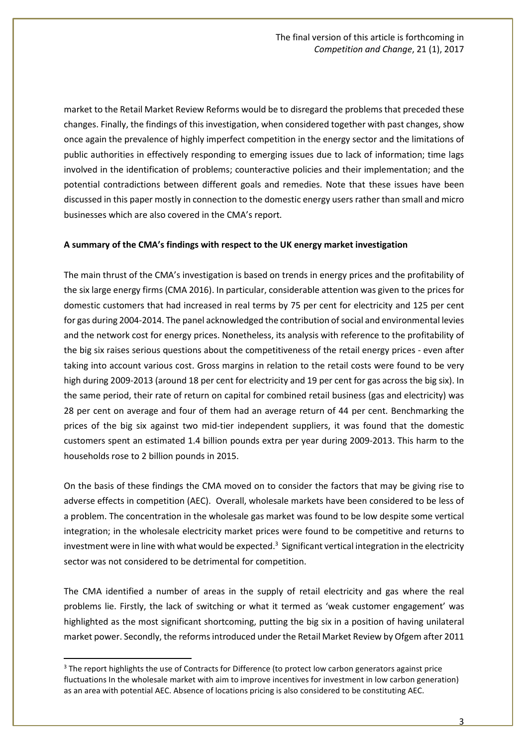market to the Retail Market Review Reforms would be to disregard the problems that preceded these changes. Finally, the findings of this investigation, when considered together with past changes, show once again the prevalence of highly imperfect competition in the energy sector and the limitations of public authorities in effectively responding to emerging issues due to lack of information; time lags involved in the identification of problems; counteractive policies and their implementation; and the potential contradictions between different goals and remedies. Note that these issues have been discussed in this paper mostly in connection to the domestic energy users rather than small and micro businesses which are also covered in the CMA's report.

**A summary of the CMA's findings with respect to the UK energy market investigation**

The main thrust of the CMA's investigation is based on trends in energy prices and the profitability of the six large energy firms (CMA 2016). In particular, considerable attention was given to the prices for domestic customers that had increased in real terms by 75 per cent for electricity and 125 per cent for gas during 2004-2014. The panel acknowledged the contribution of social and environmental levies and the network cost for energy prices. Nonetheless, its analysis with reference to the profitability of the big six raises serious questions about the competitiveness of the retail energy prices - even after taking into account various cost. Gross margins in relation to the retail costs were found to be very high during 2009-2013 (around 18 per cent for electricity and 19 per cent for gas across the big six). In the same period, their rate of return on capital for combined retail business (gas and electricity) was 28 per cent on average and four of them had an average return of 44 per cent. Benchmarking the prices of the big six against two mid-tier independent suppliers, it was found that the domestic customers spent an estimated 1.4 billion pounds extra per year during 2009-2013. This harm to the households rose to 2 billion pounds in 2015.

On the basis of these findings the CMA moved on to consider the factors that may be giving rise to adverse effects in competition (AEC). Overall, wholesale markets have been considered to be less of a problem. The concentration in the wholesale gas market was found to be low despite some vertical integration; in the wholesale electricity market prices were found to be competitive and returns to investment were in line with what would be expected.[3] Significant vertical integration in the electricity sector was not considered to be detrimental for competition.

The CMA identified a number of areas in the supply of retail electricity and gas where the real problems lie. Firstly, the lack of switching or what it termed as 'weak customer engagement' was highlighted as the most significant shortcoming, putting the big six in a position of having unilateral market power. Secondly, the reforms introduced under the Retail Market Review by Ofgem after 2011

[3] The report highlights the use of Contracts for Difference (to protect low carbon generators against price fluctuations In the wholesale market with aim to improve incentives for investment in low carbon generation) as an area with potential AEC. Absence of locations pricing is also considered to be constituting AEC.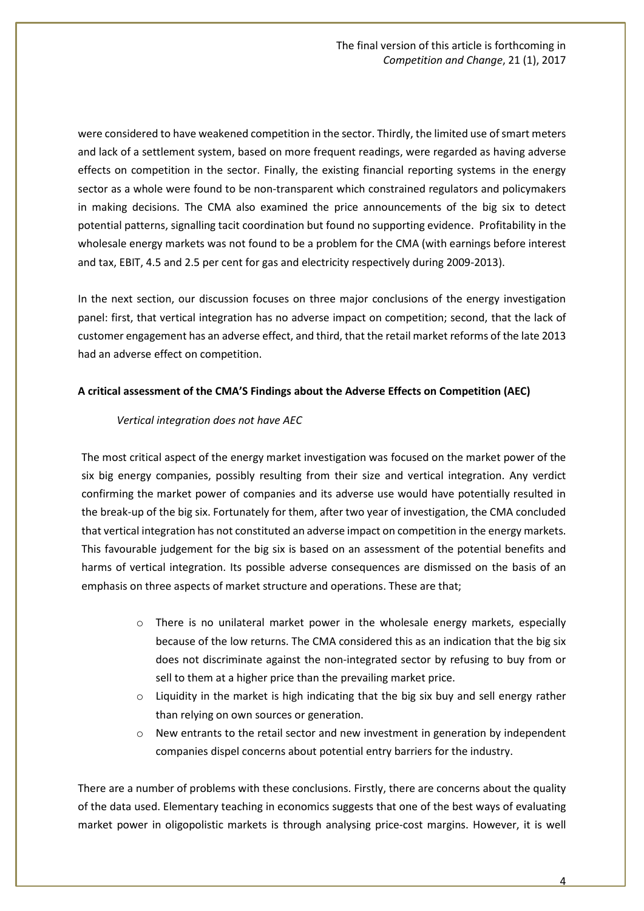were considered to have weakened competition in the sector. Thirdly, the limited use of smart meters and lack of a settlement system, based on more frequent readings, were regarded as having adverse effects on competition in the sector. Finally, the existing financial reporting systems in the energy sector as a whole were found to be non-transparent which constrained regulators and policymakers in making decisions. The CMA also examined the price announcements of the big six to detect potential patterns, signalling tacit coordination but found no supporting evidence. Profitability in the wholesale energy markets was not found to be a problem for the CMA (with earnings before interest and tax, EBIT, 4.5 and 2.5 per cent for gas and electricity respectively during 2009-2013).

In the next section, our discussion focuses on three major conclusions of the energy investigation panel: first, that vertical integration has no adverse impact on competition; second, that the lack of customer engagement has an adverse effect, and third, that the retail market reforms of the late 2013 had an adverse effect on competition.

**A critical assessment of the CMA'S Findings about the Adverse Effects on Competition (AEC)**

*Vertical integration does not have AEC*

The most critical aspect of the energy market investigation was focused on the market power of the six big energy companies, possibly resulting from their size and vertical integration. Any verdict confirming the market power of companies and its adverse use would have potentially resulted in the break-up of the big six. Fortunately for them, after two year of investigation, the CMA concluded that vertical integration has not constituted an adverse impact on competition in the energy markets. This favourable judgement for the big six is based on an assessment of the potential benefits and harms of vertical integration. Its possible adverse consequences are dismissed on the basis of an emphasis on three aspects of market structure and operations. These are that;

- There is no unilateral market power in the wholesale energy markets, especially because of the low returns. The CMA considered this as an indication that the big six does not discriminate against the non-integrated sector by refusing to buy from or sell to them at a higher price than the prevailing market price.
- Liquidity in the market is high indicating that the big six buy and sell energy rather than relying on own sources or generation.
- New entrants to the retail sector and new investment in generation by independent companies dispel concerns about potential entry barriers for the industry.

There are a number of problems with these conclusions. Firstly, there are concerns about the quality of the data used. Elementary teaching in economics suggests that one of the best ways of evaluating market power in oligopolistic markets is through analysing price-cost margins. However, it is well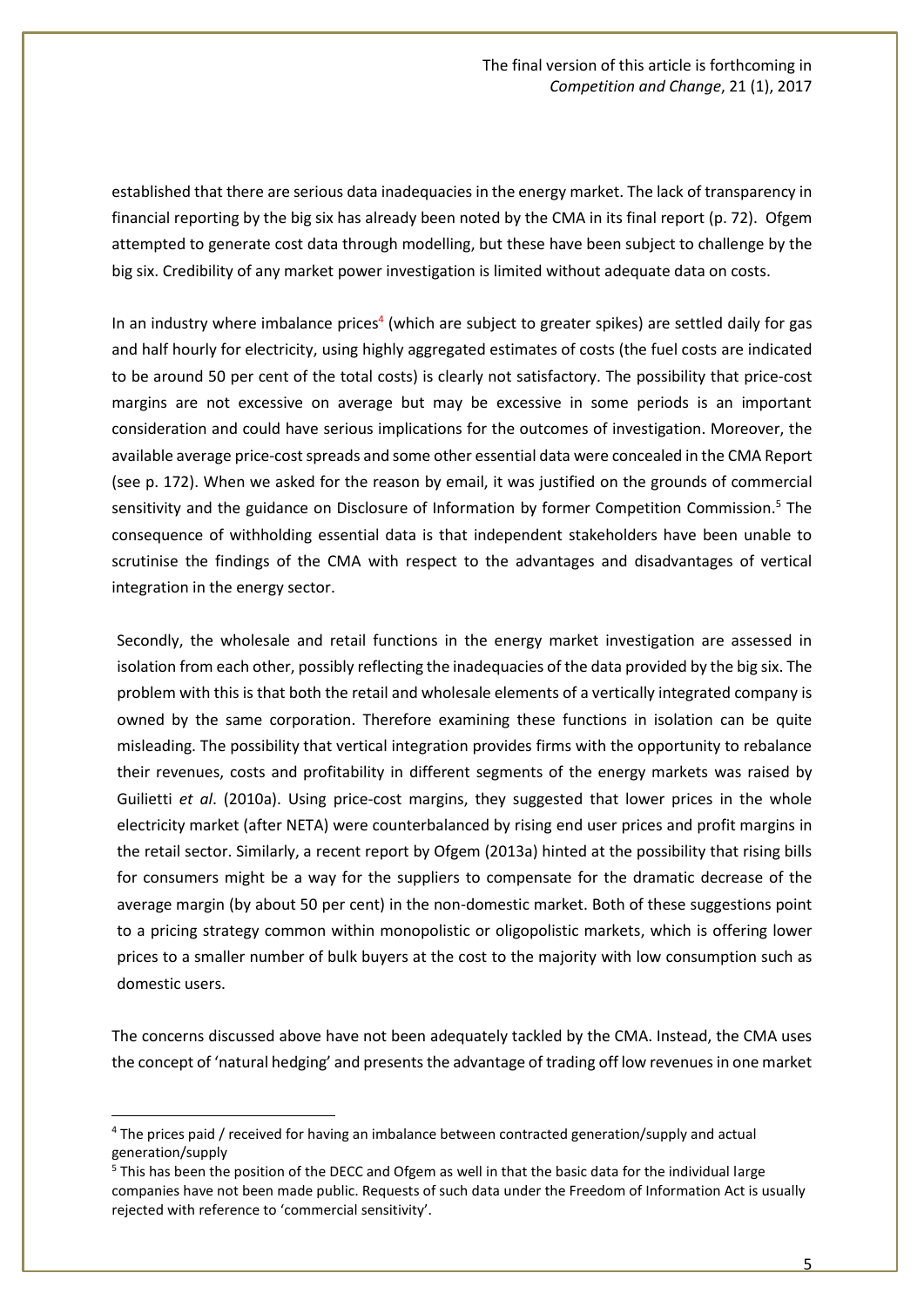established that there are serious data inadequacies in the energy market. The lack of transparency in financial reporting by the big six has already been noted by the CMA in its final report (p. 72). Ofgem attempted to generate cost data through modelling, but these have been subject to challenge by the big six. Credibility of any market power investigation is limited without adequate data on costs.

In an industry where imbalance prices[4] (which are subject to greater spikes) are settled daily for gas and half hourly for electricity, using highly aggregated estimates of costs (the fuel costs are indicated to be around 50 per cent of the total costs) is clearly not satisfactory. The possibility that price-cost margins are not excessive on average but may be excessive in some periods is an important consideration and could have serious implications for the outcomes of investigation. Moreover, the available average price-cost spreads and some other essential data were concealed in the CMA Report (see p. 172). When we asked for the reason by email, it was justified on the grounds of commercial sensitivity and the guidance on Disclosure of Information by former Competition Commission.[5] The consequence of withholding essential data is that independent stakeholders have been unable to scrutinise the findings of the CMA with respect to the advantages and disadvantages of vertical integration in the energy sector.

Secondly, the wholesale and retail functions in the energy market investigation are assessed in isolation from each other, possibly reflecting the inadequacies of the data provided by the big six. The problem with this is that both the retail and wholesale elements of a vertically integrated company is owned by the same corporation. Therefore examining these functions in isolation can be quite misleading. The possibility that vertical integration provides firms with the opportunity to rebalance their revenues, costs and profitability in different segments of the energy markets was raised by Guilietti *et al*. (2010a). Using price-cost margins, they suggested that lower prices in the whole electricity market (after NETA) were counterbalanced by rising end user prices and profit margins in the retail sector. Similarly, a recent report by Ofgem (2013a) hinted at the possibility that rising bills for consumers might be a way for the suppliers to compensate for the dramatic decrease of the average margin (by about 50 per cent) in the non-domestic market. Both of these suggestions point to a pricing strategy common within monopolistic or oligopolistic markets, which is offering lower prices to a smaller number of bulk buyers at the cost to the majority with low consumption such as domestic users.

The concerns discussed above have not been adequately tackled by the CMA. Instead, the CMA uses the concept of 'natural hedging' and presents the advantage of trading off low revenues in one market

---

[4] The prices paid / received for having an imbalance between contracted generation/supply and actual generation/supply

[5] This has been the position of the DECC and Ofgem as well in that the basic data for the individual large companies have not been made public. Requests of such data under the Freedom of Information Act is usually rejected with reference to 'commercial sensitivity'.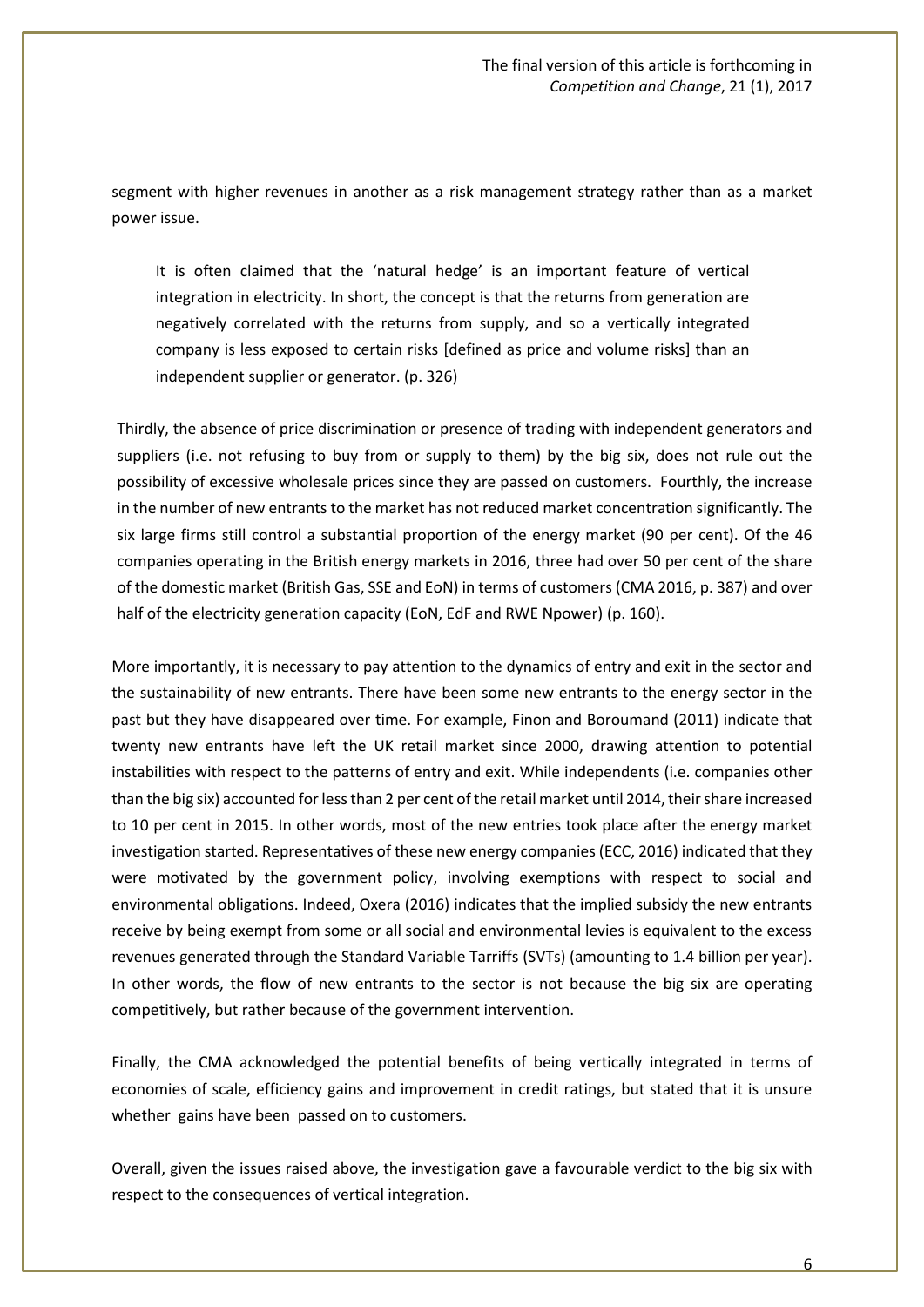segment with higher revenues in another as a risk management strategy rather than as a market power issue.

> It is often claimed that the 'natural hedge' is an important feature of vertical integration in electricity. In short, the concept is that the returns from generation are negatively correlated with the returns from supply, and so a vertically integrated company is less exposed to certain risks [defined as price and volume risks] than an independent supplier or generator. (p. 326)

Thirdly, the absence of price discrimination or presence of trading with independent generators and suppliers (i.e. not refusing to buy from or supply to them) by the big six, does not rule out the possibility of excessive wholesale prices since they are passed on customers. Fourthly, the increase in the number of new entrants to the market has not reduced market concentration significantly. The six large firms still control a substantial proportion of the energy market (90 per cent). Of the 46 companies operating in the British energy markets in 2016, three had over 50 per cent of the share of the domestic market (British Gas, SSE and EoN) in terms of customers (CMA 2016, p. 387) and over half of the electricity generation capacity (EoN, EdF and RWE Npower) (p. 160).

More importantly, it is necessary to pay attention to the dynamics of entry and exit in the sector and the sustainability of new entrants. There have been some new entrants to the energy sector in the past but they have disappeared over time. For example, Finon and Boroumand (2011) indicate that twenty new entrants have left the UK retail market since 2000, drawing attention to potential instabilities with respect to the patterns of entry and exit. While independents (i.e. companies other than the big six) accounted for less than 2 per cent of the retail market until 2014, their share increased to 10 per cent in 2015. In other words, most of the new entries took place after the energy market investigation started. Representatives of these new energy companies (ECC, 2016) indicated that they were motivated by the government policy, involving exemptions with respect to social and environmental obligations. Indeed, Oxera (2016) indicates that the implied subsidy the new entrants receive by being exempt from some or all social and environmental levies is equivalent to the excess revenues generated through the Standard Variable Tarriffs (SVTs) (amounting to 1.4 billion per year). In other words, the flow of new entrants to the sector is not because the big six are operating competitively, but rather because of the government intervention.

Finally, the CMA acknowledged the potential benefits of being vertically integrated in terms of economies of scale, efficiency gains and improvement in credit ratings, but stated that it is unsure whether gains have been passed on to customers.

Overall, given the issues raised above, the investigation gave a favourable verdict to the big six with respect to the consequences of vertical integration.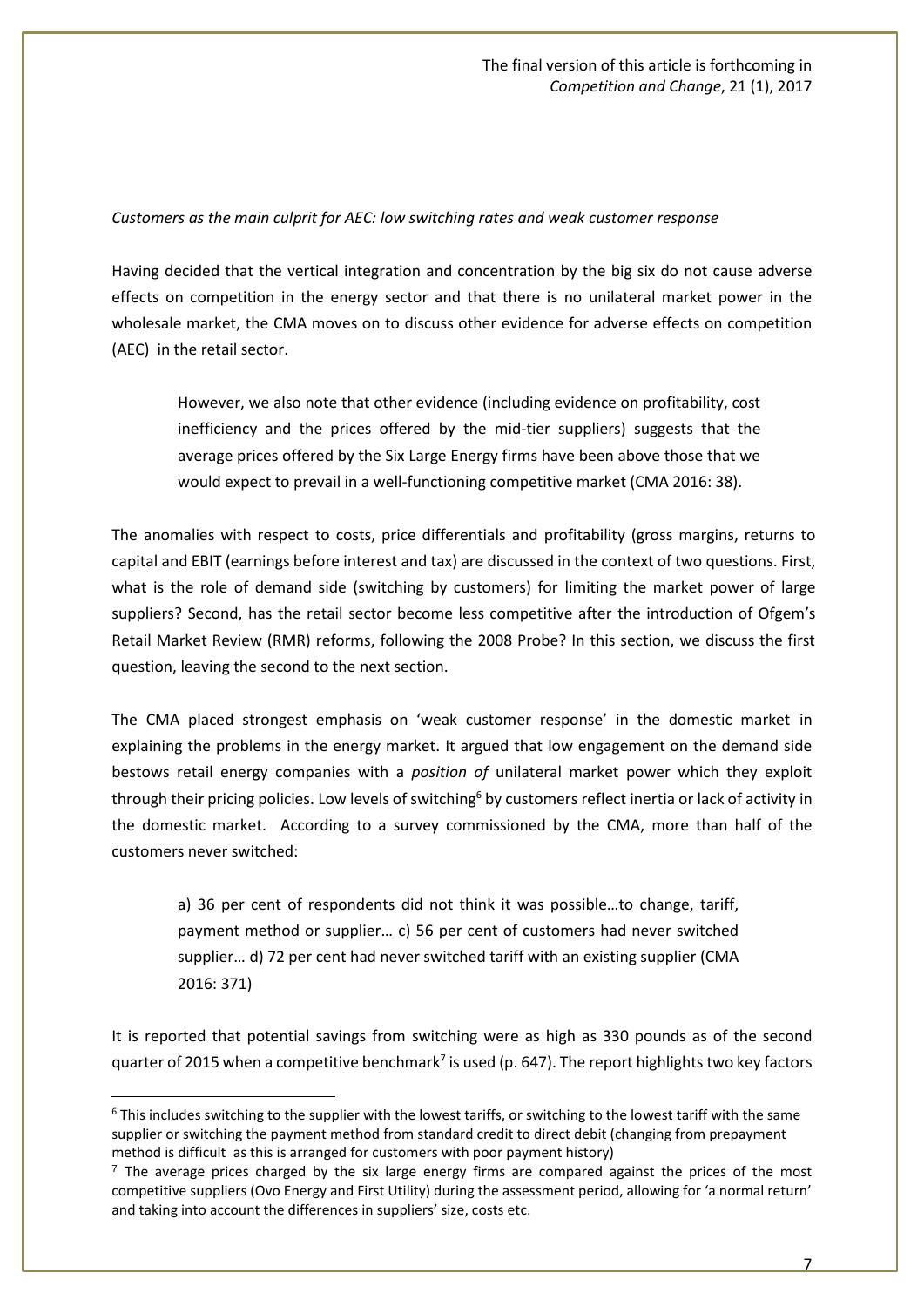*Customers as the main culprit for AEC: low switching rates and weak customer response*

Having decided that the vertical integration and concentration by the big six do not cause adverse effects on competition in the energy sector and that there is no unilateral market power in the wholesale market, the CMA moves on to discuss other evidence for adverse effects on competition (AEC) in the retail sector.

> However, we also note that other evidence (including evidence on profitability, cost inefficiency and the prices offered by the mid-tier suppliers) suggests that the average prices offered by the Six Large Energy firms have been above those that we would expect to prevail in a well-functioning competitive market (CMA 2016: 38).

The anomalies with respect to costs, price differentials and profitability (gross margins, returns to capital and EBIT (earnings before interest and tax) are discussed in the context of two questions. First, what is the role of demand side (switching by customers) for limiting the market power of large suppliers? Second, has the retail sector become less competitive after the introduction of Ofgem's Retail Market Review (RMR) reforms, following the 2008 Probe? In this section, we discuss the first question, leaving the second to the next section.

The CMA placed strongest emphasis on 'weak customer response' in the domestic market in explaining the problems in the energy market. It argued that low engagement on the demand side bestows retail energy companies with a *position of* unilateral market power which they exploit through their pricing policies. Low levels of switching[6] by customers reflect inertia or lack of activity in the domestic market. According to a survey commissioned by the CMA, more than half of the customers never switched:

> a) 36 per cent of respondents did not think it was possible…to change, tariff, payment method or supplier… c) 56 per cent of customers had never switched supplier… d) 72 per cent had never switched tariff with an existing supplier (CMA 2016: 371)

It is reported that potential savings from switching were as high as 330 pounds as of the second quarter of 2015 when a competitive benchmark[7] is used (p. 647). The report highlights two key factors

---

[6] This includes switching to the supplier with the lowest tariffs, or switching to the lowest tariff with the same supplier or switching the payment method from standard credit to direct debit (changing from prepayment method is difficult as this is arranged for customers with poor payment history)

[7] The average prices charged by the six large energy firms are compared against the prices of the most competitive suppliers (Ovo Energy and First Utility) during the assessment period, allowing for 'a normal return' and taking into account the differences in suppliers' size, costs etc.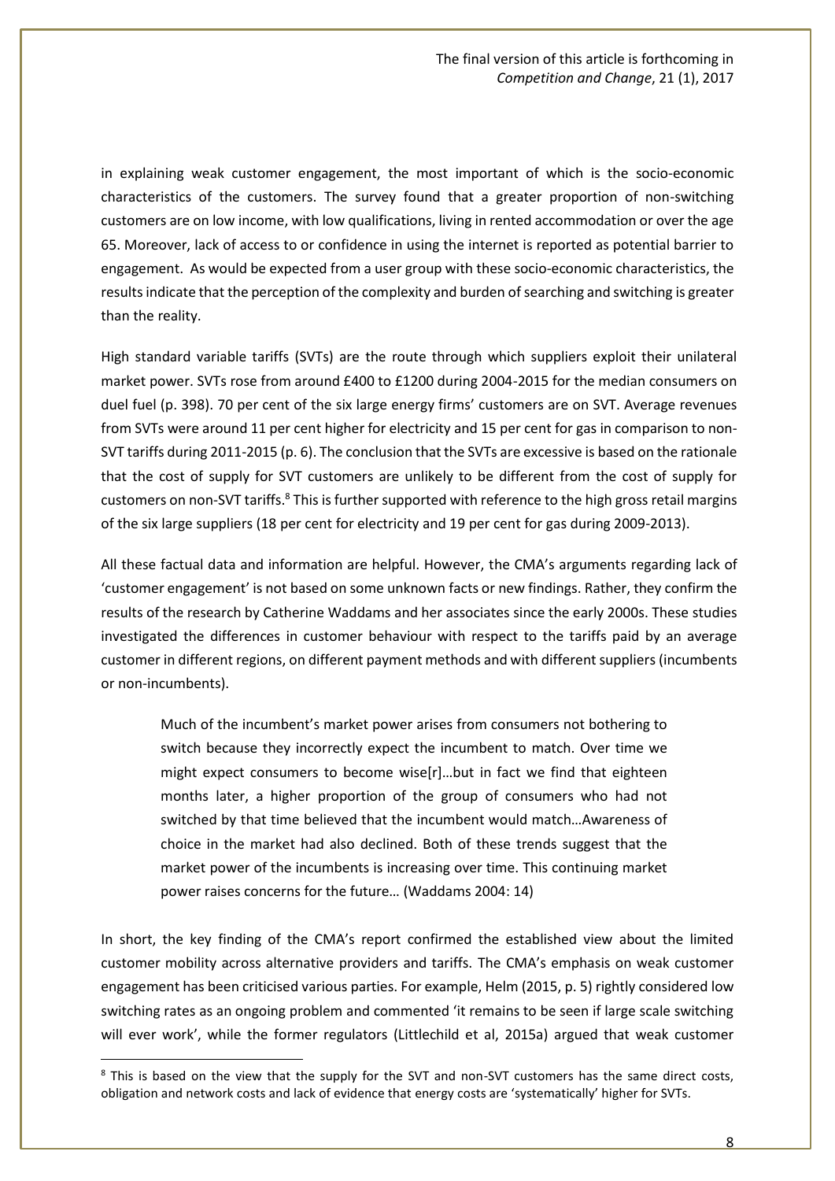in explaining weak customer engagement, the most important of which is the socio-economic characteristics of the customers. The survey found that a greater proportion of non-switching customers are on low income, with low qualifications, living in rented accommodation or over the age 65. Moreover, lack of access to or confidence in using the internet is reported as potential barrier to engagement. As would be expected from a user group with these socio-economic characteristics, the results indicate that the perception of the complexity and burden of searching and switching is greater than the reality.

High standard variable tariffs (SVTs) are the route through which suppliers exploit their unilateral market power. SVTs rose from around £400 to £1200 during 2004-2015 for the median consumers on duel fuel (p. 398). 70 per cent of the six large energy firms' customers are on SVT. Average revenues from SVTs were around 11 per cent higher for electricity and 15 per cent for gas in comparison to non-SVT tariffs during 2011-2015 (p. 6). The conclusion that the SVTs are excessive is based on the rationale that the cost of supply for SVT customers are unlikely to be different from the cost of supply for customers on non-SVT tariffs.[8] This is further supported with reference to the high gross retail margins of the six large suppliers (18 per cent for electricity and 19 per cent for gas during 2009-2013).

All these factual data and information are helpful. However, the CMA's arguments regarding lack of 'customer engagement' is not based on some unknown facts or new findings. Rather, they confirm the results of the research by Catherine Waddams and her associates since the early 2000s. These studies investigated the differences in customer behaviour with respect to the tariffs paid by an average customer in different regions, on different payment methods and with different suppliers (incumbents or non-incumbents).

> Much of the incumbent's market power arises from consumers not bothering to switch because they incorrectly expect the incumbent to match. Over time we might expect consumers to become wise[r]…but in fact we find that eighteen months later, a higher proportion of the group of consumers who had not switched by that time believed that the incumbent would match…Awareness of choice in the market had also declined. Both of these trends suggest that the market power of the incumbents is increasing over time. This continuing market power raises concerns for the future… (Waddams 2004: 14)

In short, the key finding of the CMA's report confirmed the established view about the limited customer mobility across alternative providers and tariffs. The CMA's emphasis on weak customer engagement has been criticised various parties. For example, Helm (2015, p. 5) rightly considered low switching rates as an ongoing problem and commented 'it remains to be seen if large scale switching will ever work', while the former regulators (Littlechild et al, 2015a) argued that weak customer

[8] This is based on the view that the supply for the SVT and non-SVT customers has the same direct costs, obligation and network costs and lack of evidence that energy costs are 'systematically' higher for SVTs.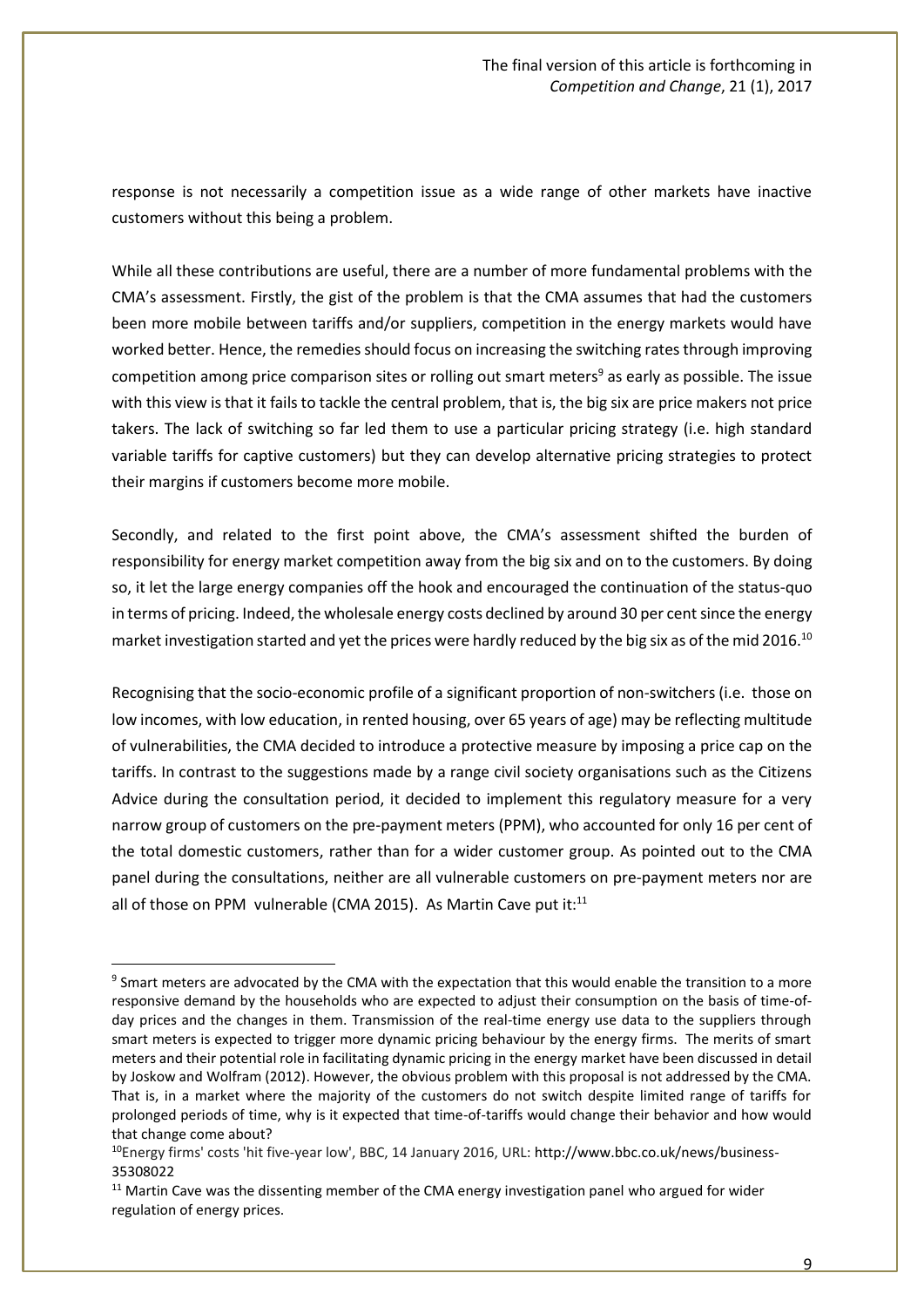response is not necessarily a competition issue as a wide range of other markets have inactive customers without this being a problem.

While all these contributions are useful, there are a number of more fundamental problems with the CMA's assessment. Firstly, the gist of the problem is that the CMA assumes that had the customers been more mobile between tariffs and/or suppliers, competition in the energy markets would have worked better. Hence, the remedies should focus on increasing the switching rates through improving competition among price comparison sites or rolling out smart meters[9] as early as possible. The issue with this view is that it fails to tackle the central problem, that is, the big six are price makers not price takers. The lack of switching so far led them to use a particular pricing strategy (i.e. high standard variable tariffs for captive customers) but they can develop alternative pricing strategies to protect their margins if customers become more mobile.

Secondly, and related to the first point above, the CMA's assessment shifted the burden of responsibility for energy market competition away from the big six and on to the customers. By doing so, it let the large energy companies off the hook and encouraged the continuation of the status-quo in terms of pricing. Indeed, the wholesale energy costs declined by around 30 per cent since the energy market investigation started and yet the prices were hardly reduced by the big six as of the mid 2016.[10]

Recognising that the socio-economic profile of a significant proportion of non-switchers (i.e. those on low incomes, with low education, in rented housing, over 65 years of age) may be reflecting multitude of vulnerabilities, the CMA decided to introduce a protective measure by imposing a price cap on the tariffs. In contrast to the suggestions made by a range civil society organisations such as the Citizens Advice during the consultation period, it decided to implement this regulatory measure for a very narrow group of customers on the pre-payment meters (PPM), who accounted for only 16 per cent of the total domestic customers, rather than for a wider customer group. As pointed out to the CMA panel during the consultations, neither are all vulnerable customers on pre-payment meters nor are all of those on PPM vulnerable (CMA 2015). As Martin Cave put it:[11]

---

[9] Smart meters are advocated by the CMA with the expectation that this would enable the transition to a more responsive demand by the households who are expected to adjust their consumption on the basis of time-of-day prices and the changes in them. Transmission of the real-time energy use data to the suppliers through smart meters is expected to trigger more dynamic pricing behaviour by the energy firms. The merits of smart meters and their potential role in facilitating dynamic pricing in the energy market have been discussed in detail by Joskow and Wolfram (2012). However, the obvious problem with this proposal is not addressed by the CMA. That is, in a market where the majority of the customers do not switch despite limited range of tariffs for prolonged periods of time, why is it expected that time-of-tariffs would change their behavior and how would that change come about?

[10] Energy firms' costs 'hit five-year low', BBC, 14 January 2016, URL: http://www.bbc.co.uk/news/business-35308022

[11] Martin Cave was the dissenting member of the CMA energy investigation panel who argued for wider regulation of energy prices.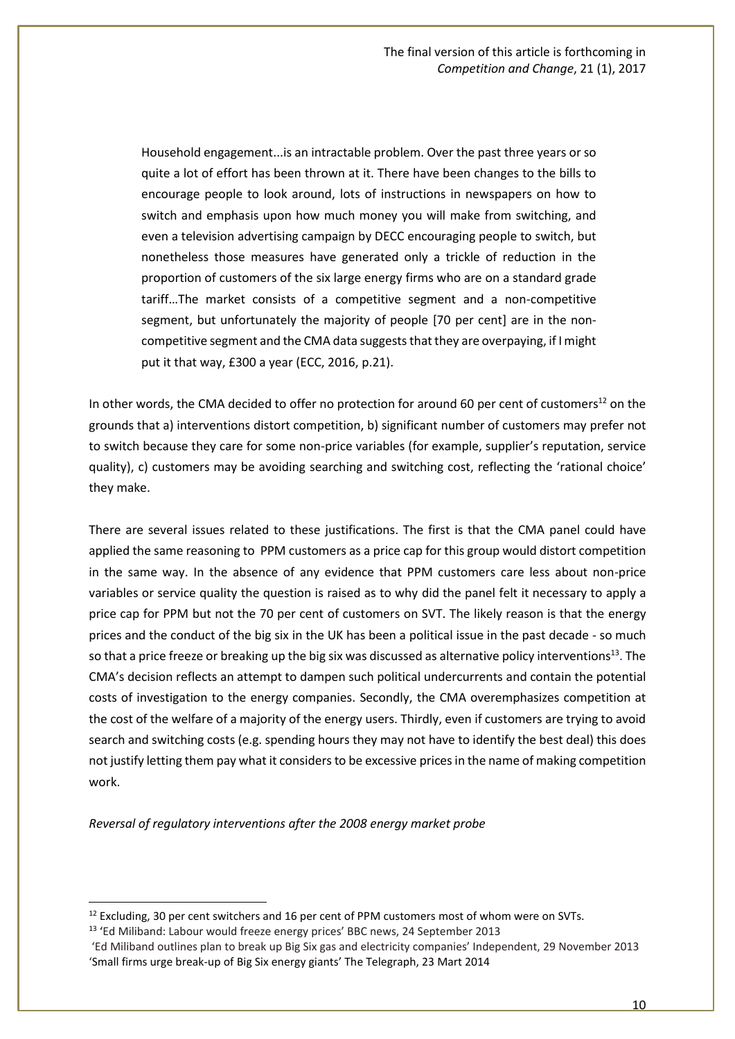> Household engagement...is an intractable problem. Over the past three years or so quite a lot of effort has been thrown at it. There have been changes to the bills to encourage people to look around, lots of instructions in newspapers on how to switch and emphasis upon how much money you will make from switching, and even a television advertising campaign by DECC encouraging people to switch, but nonetheless those measures have generated only a trickle of reduction in the proportion of customers of the six large energy firms who are on a standard grade tariff…The market consists of a competitive segment and a non-competitive segment, but unfortunately the majority of people [70 per cent] are in the non-competitive segment and the CMA data suggests that they are overpaying, if I might put it that way, £300 a year (ECC, 2016, p.21).

In other words, the CMA decided to offer no protection for around 60 per cent of customers[12] on the grounds that a) interventions distort competition, b) significant number of customers may prefer not to switch because they care for some non-price variables (for example, supplier's reputation, service quality), c) customers may be avoiding searching and switching cost, reflecting the 'rational choice' they make.

There are several issues related to these justifications. The first is that the CMA panel could have applied the same reasoning to PPM customers as a price cap for this group would distort competition in the same way. In the absence of any evidence that PPM customers care less about non-price variables or service quality the question is raised as to why did the panel felt it necessary to apply a price cap for PPM but not the 70 per cent of customers on SVT. The likely reason is that the energy prices and the conduct of the big six in the UK has been a political issue in the past decade - so much so that a price freeze or breaking up the big six was discussed as alternative policy interventions[13]. The CMA's decision reflects an attempt to dampen such political undercurrents and contain the potential costs of investigation to the energy companies. Secondly, the CMA overemphasizes competition at the cost of the welfare of a majority of the energy users. Thirdly, even if customers are trying to avoid search and switching costs (e.g. spending hours they may not have to identify the best deal) this does not justify letting them pay what it considers to be excessive prices in the name of making competition work.

*Reversal of regulatory interventions after the 2008 energy market probe*

---

[12] Excluding, 30 per cent switchers and 16 per cent of PPM customers most of whom were on SVTs.

[13] 'Ed Miliband: Labour would freeze energy prices' BBC news, 24 September 2013
'Ed Miliband outlines plan to break up Big Six gas and electricity companies' Independent, 29 November 2013
'Small firms urge break-up of Big Six energy giants' The Telegraph, 23 Mart 2014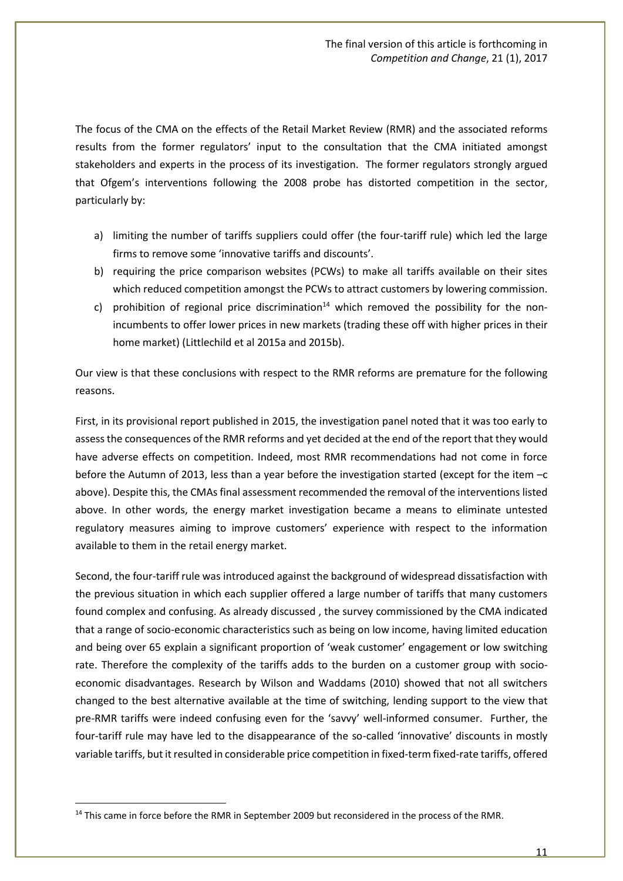The focus of the CMA on the effects of the Retail Market Review (RMR) and the associated reforms results from the former regulators' input to the consultation that the CMA initiated amongst stakeholders and experts in the process of its investigation. The former regulators strongly argued that Ofgem's interventions following the 2008 probe has distorted competition in the sector, particularly by:

a) limiting the number of tariffs suppliers could offer (the four-tariff rule) which led the large firms to remove some 'innovative tariffs and discounts'.
b) requiring the price comparison websites (PCWs) to make all tariffs available on their sites which reduced competition amongst the PCWs to attract customers by lowering commission.
c) prohibition of regional price discrimination[14] which removed the possibility for the non-incumbents to offer lower prices in new markets (trading these off with higher prices in their home market) (Littlechild et al 2015a and 2015b).

Our view is that these conclusions with respect to the RMR reforms are premature for the following reasons.

First, in its provisional report published in 2015, the investigation panel noted that it was too early to assess the consequences of the RMR reforms and yet decided at the end of the report that they would have adverse effects on competition. Indeed, most RMR recommendations had not come in force before the Autumn of 2013, less than a year before the investigation started (except for the item –c above). Despite this, the CMAs final assessment recommended the removal of the interventions listed above. In other words, the energy market investigation became a means to eliminate untested regulatory measures aiming to improve customers' experience with respect to the information available to them in the retail energy market.

Second, the four-tariff rule was introduced against the background of widespread dissatisfaction with the previous situation in which each supplier offered a large number of tariffs that many customers found complex and confusing. As already discussed , the survey commissioned by the CMA indicated that a range of socio-economic characteristics such as being on low income, having limited education and being over 65 explain a significant proportion of 'weak customer' engagement or low switching rate. Therefore the complexity of the tariffs adds to the burden on a customer group with socio-economic disadvantages. Research by Wilson and Waddams (2010) showed that not all switchers changed to the best alternative available at the time of switching, lending support to the view that pre-RMR tariffs were indeed confusing even for the 'savvy' well-informed consumer. Further, the four-tariff rule may have led to the disappearance of the so-called 'innovative' discounts in mostly variable tariffs, but it resulted in considerable price competition in fixed-term fixed-rate tariffs, offered

[14] This came in force before the RMR in September 2009 but reconsidered in the process of the RMR.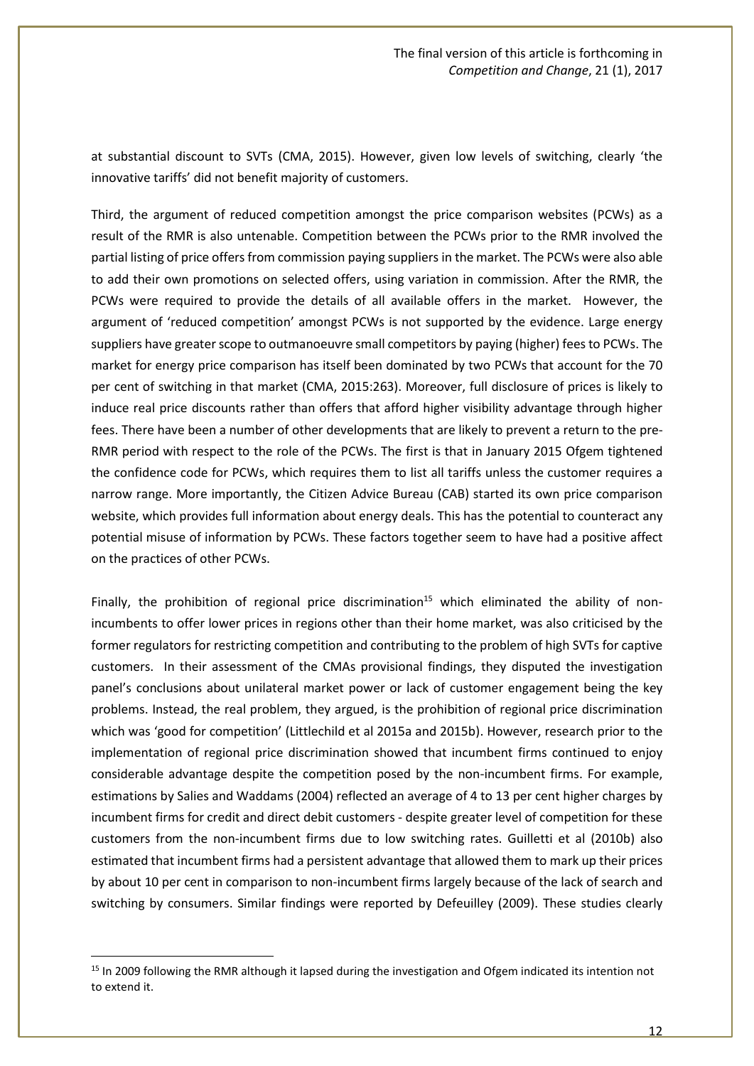at substantial discount to SVTs (CMA, 2015). However, given low levels of switching, clearly 'the innovative tariffs' did not benefit majority of customers.

Third, the argument of reduced competition amongst the price comparison websites (PCWs) as a result of the RMR is also untenable. Competition between the PCWs prior to the RMR involved the partial listing of price offers from commission paying suppliers in the market. The PCWs were also able to add their own promotions on selected offers, using variation in commission. After the RMR, the PCWs were required to provide the details of all available offers in the market. However, the argument of 'reduced competition' amongst PCWs is not supported by the evidence. Large energy suppliers have greater scope to outmanoeuvre small competitors by paying (higher) fees to PCWs. The market for energy price comparison has itself been dominated by two PCWs that account for the 70 per cent of switching in that market (CMA, 2015:263). Moreover, full disclosure of prices is likely to induce real price discounts rather than offers that afford higher visibility advantage through higher fees. There have been a number of other developments that are likely to prevent a return to the pre-RMR period with respect to the role of the PCWs. The first is that in January 2015 Ofgem tightened the confidence code for PCWs, which requires them to list all tariffs unless the customer requires a narrow range. More importantly, the Citizen Advice Bureau (CAB) started its own price comparison website, which provides full information about energy deals. This has the potential to counteract any potential misuse of information by PCWs. These factors together seem to have had a positive affect on the practices of other PCWs.

Finally, the prohibition of regional price discrimination[15] which eliminated the ability of non-incumbents to offer lower prices in regions other than their home market, was also criticised by the former regulators for restricting competition and contributing to the problem of high SVTs for captive customers. In their assessment of the CMAs provisional findings, they disputed the investigation panel's conclusions about unilateral market power or lack of customer engagement being the key problems. Instead, the real problem, they argued, is the prohibition of regional price discrimination which was 'good for competition' (Littlechild et al 2015a and 2015b). However, research prior to the implementation of regional price discrimination showed that incumbent firms continued to enjoy considerable advantage despite the competition posed by the non-incumbent firms. For example, estimations by Salies and Waddams (2004) reflected an average of 4 to 13 per cent higher charges by incumbent firms for credit and direct debit customers - despite greater level of competition for these customers from the non-incumbent firms due to low switching rates. Guilletti et al (2010b) also estimated that incumbent firms had a persistent advantage that allowed them to mark up their prices by about 10 per cent in comparison to non-incumbent firms largely because of the lack of search and switching by consumers. Similar findings were reported by Defeuilley (2009). These studies clearly

[15] In 2009 following the RMR although it lapsed during the investigation and Ofgem indicated its intention not to extend it.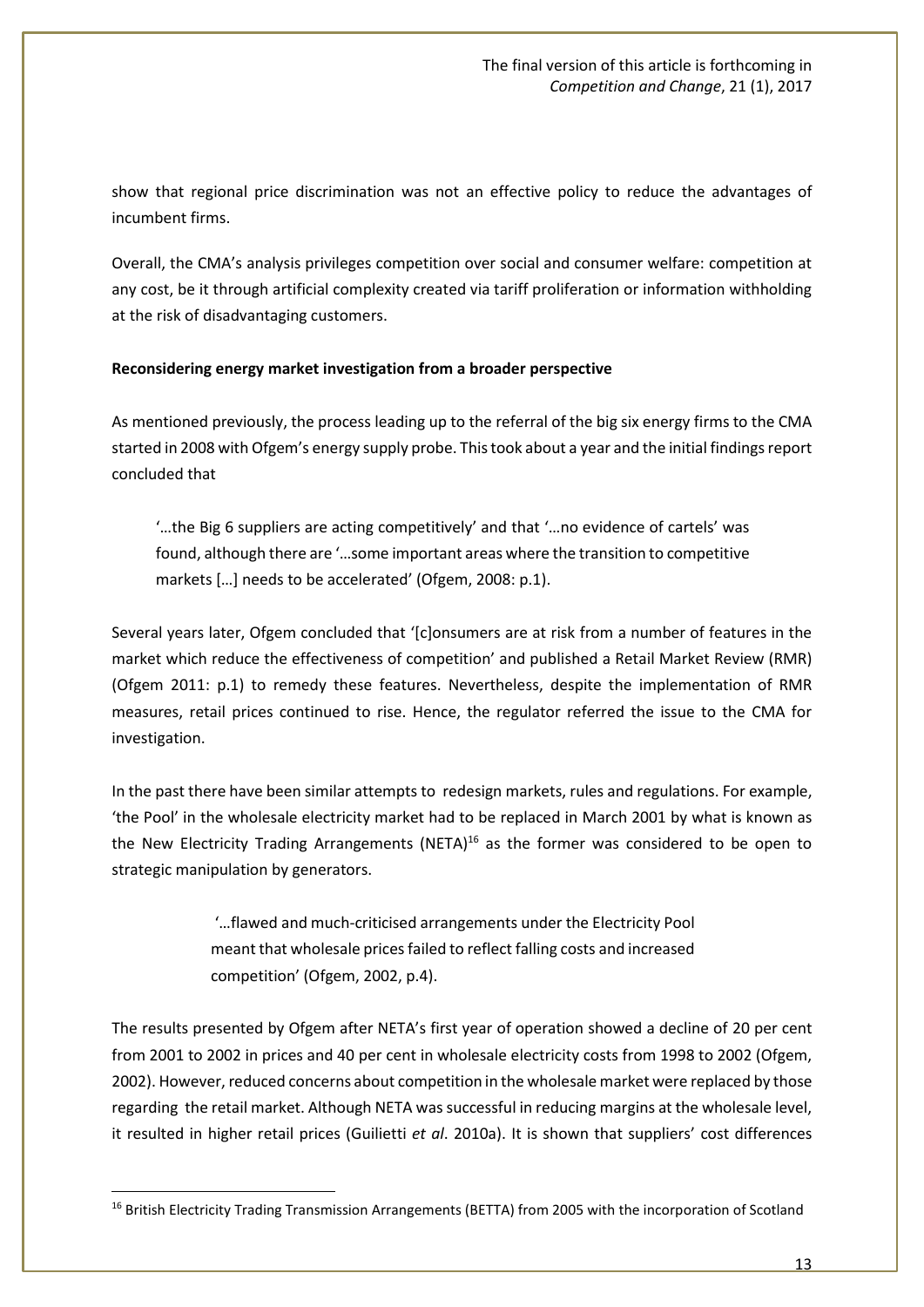show that regional price discrimination was not an effective policy to reduce the advantages of incumbent firms.

Overall, the CMA's analysis privileges competition over social and consumer welfare: competition at any cost, be it through artificial complexity created via tariff proliferation or information withholding at the risk of disadvantaging customers.

**Reconsidering energy market investigation from a broader perspective**

As mentioned previously, the process leading up to the referral of the big six energy firms to the CMA started in 2008 with Ofgem's energy supply probe. This took about a year and the initial findings report concluded that

> '…the Big 6 suppliers are acting competitively' and that '…no evidence of cartels' was found, although there are '…some important areas where the transition to competitive markets […] needs to be accelerated' (Ofgem, 2008: p.1).

Several years later, Ofgem concluded that '[c]onsumers are at risk from a number of features in the market which reduce the effectiveness of competition' and published a Retail Market Review (RMR) (Ofgem 2011: p.1) to remedy these features. Nevertheless, despite the implementation of RMR measures, retail prices continued to rise. Hence, the regulator referred the issue to the CMA for investigation.

In the past there have been similar attempts to redesign markets, rules and regulations. For example, 'the Pool' in the wholesale electricity market had to be replaced in March 2001 by what is known as the New Electricity Trading Arrangements (NETA)[16] as the former was considered to be open to strategic manipulation by generators.

> '…flawed and much-criticised arrangements under the Electricity Pool meant that wholesale prices failed to reflect falling costs and increased competition' (Ofgem, 2002, p.4).

The results presented by Ofgem after NETA's first year of operation showed a decline of 20 per cent from 2001 to 2002 in prices and 40 per cent in wholesale electricity costs from 1998 to 2002 (Ofgem, 2002). However, reduced concerns about competition in the wholesale market were replaced by those regarding the retail market. Although NETA was successful in reducing margins at the wholesale level, it resulted in higher retail prices (Guilietti *et al*. 2010a). It is shown that suppliers' cost differences

[16] British Electricity Trading Transmission Arrangements (BETTA) from 2005 with the incorporation of Scotland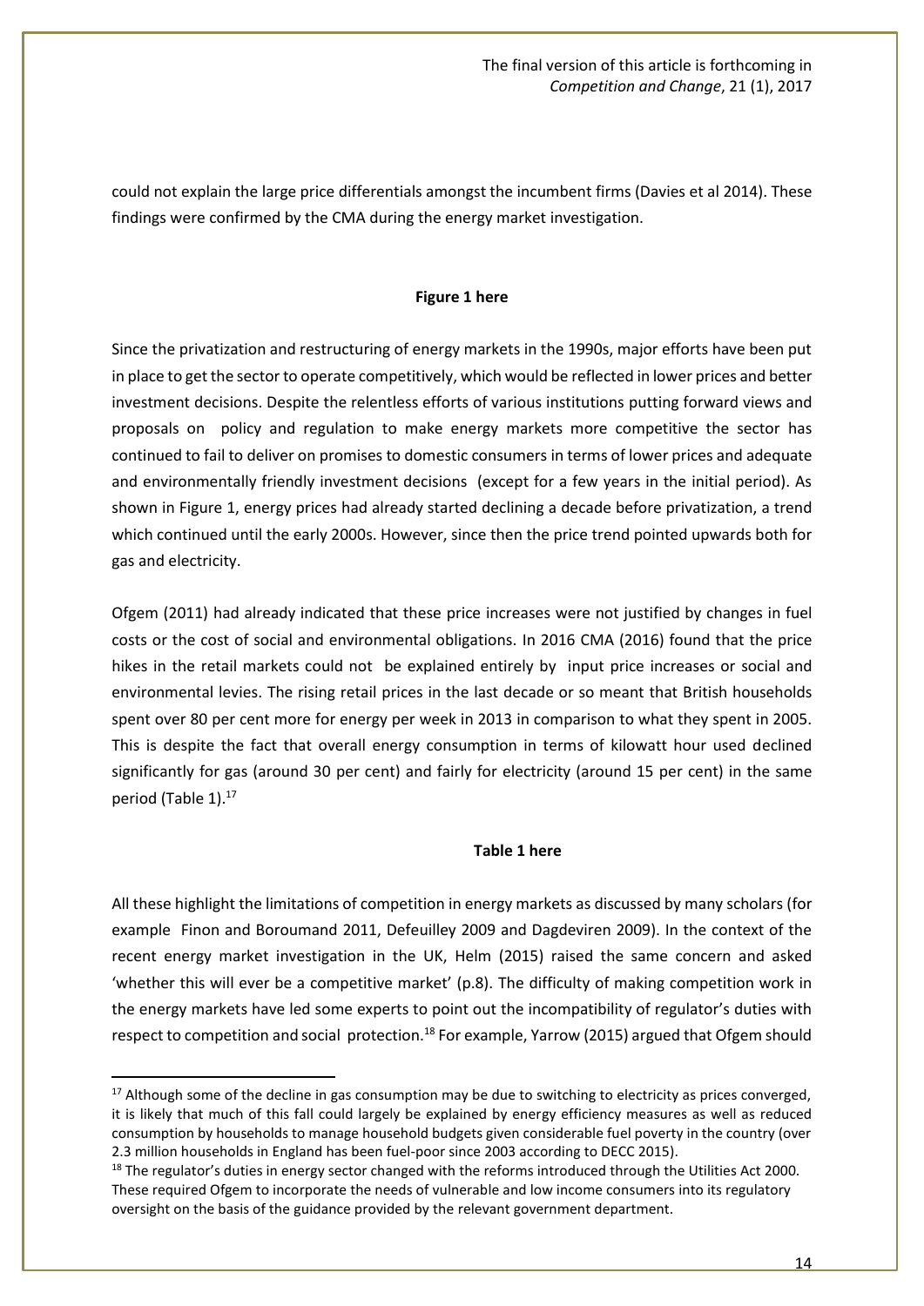could not explain the large price differentials amongst the incumbent firms (Davies et al 2014). These findings were confirmed by the CMA during the energy market investigation.

**Figure 1 here**

Since the privatization and restructuring of energy markets in the 1990s, major efforts have been put in place to get the sector to operate competitively, which would be reflected in lower prices and better investment decisions. Despite the relentless efforts of various institutions putting forward views and proposals on policy and regulation to make energy markets more competitive the sector has continued to fail to deliver on promises to domestic consumers in terms of lower prices and adequate and environmentally friendly investment decisions (except for a few years in the initial period). As shown in Figure 1, energy prices had already started declining a decade before privatization, a trend which continued until the early 2000s. However, since then the price trend pointed upwards both for gas and electricity.

Ofgem (2011) had already indicated that these price increases were not justified by changes in fuel costs or the cost of social and environmental obligations. In 2016 CMA (2016) found that the price hikes in the retail markets could not be explained entirely by input price increases or social and environmental levies. The rising retail prices in the last decade or so meant that British households spent over 80 per cent more for energy per week in 2013 in comparison to what they spent in 2005. This is despite the fact that overall energy consumption in terms of kilowatt hour used declined significantly for gas (around 30 per cent) and fairly for electricity (around 15 per cent) in the same period (Table 1).[17]

**Table 1 here**

All these highlight the limitations of competition in energy markets as discussed by many scholars (for example Finon and Boroumand 2011, Defeuilley 2009 and Dagdeviren 2009). In the context of the recent energy market investigation in the UK, Helm (2015) raised the same concern and asked 'whether this will ever be a competitive market' (p.8). The difficulty of making competition work in the energy markets have led some experts to point out the incompatibility of regulator's duties with respect to competition and social protection.[18] For example, Yarrow (2015) argued that Ofgem should

---

[17] Although some of the decline in gas consumption may be due to switching to electricity as prices converged, it is likely that much of this fall could largely be explained by energy efficiency measures as well as reduced consumption by households to manage household budgets given considerable fuel poverty in the country (over 2.3 million households in England has been fuel-poor since 2003 according to DECC 2015).

[18] The regulator's duties in energy sector changed with the reforms introduced through the Utilities Act 2000. These required Ofgem to incorporate the needs of vulnerable and low income consumers into its regulatory oversight on the basis of the guidance provided by the relevant government department.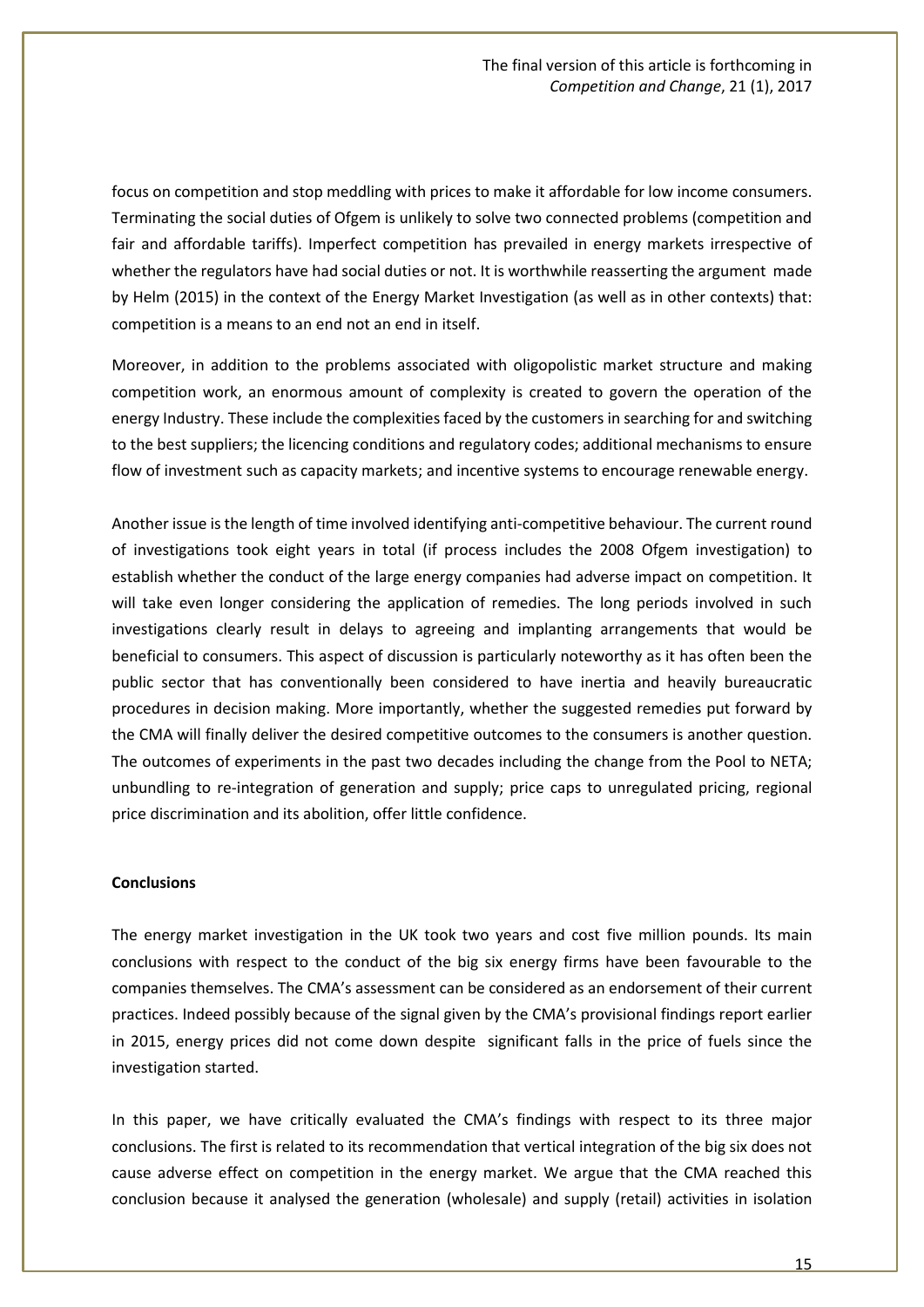focus on competition and stop meddling with prices to make it affordable for low income consumers. Terminating the social duties of Ofgem is unlikely to solve two connected problems (competition and fair and affordable tariffs). Imperfect competition has prevailed in energy markets irrespective of whether the regulators have had social duties or not. It is worthwhile reasserting the argument made by Helm (2015) in the context of the Energy Market Investigation (as well as in other contexts) that: competition is a means to an end not an end in itself.

Moreover, in addition to the problems associated with oligopolistic market structure and making competition work, an enormous amount of complexity is created to govern the operation of the energy Industry. These include the complexities faced by the customers in searching for and switching to the best suppliers; the licencing conditions and regulatory codes; additional mechanisms to ensure flow of investment such as capacity markets; and incentive systems to encourage renewable energy.

Another issue is the length of time involved identifying anti-competitive behaviour. The current round of investigations took eight years in total (if process includes the 2008 Ofgem investigation) to establish whether the conduct of the large energy companies had adverse impact on competition. It will take even longer considering the application of remedies. The long periods involved in such investigations clearly result in delays to agreeing and implanting arrangements that would be beneficial to consumers. This aspect of discussion is particularly noteworthy as it has often been the public sector that has conventionally been considered to have inertia and heavily bureaucratic procedures in decision making. More importantly, whether the suggested remedies put forward by the CMA will finally deliver the desired competitive outcomes to the consumers is another question. The outcomes of experiments in the past two decades including the change from the Pool to NETA; unbundling to re-integration of generation and supply; price caps to unregulated pricing, regional price discrimination and its abolition, offer little confidence.

**Conclusions**

The energy market investigation in the UK took two years and cost five million pounds. Its main conclusions with respect to the conduct of the big six energy firms have been favourable to the companies themselves. The CMA's assessment can be considered as an endorsement of their current practices. Indeed possibly because of the signal given by the CMA's provisional findings report earlier in 2015, energy prices did not come down despite significant falls in the price of fuels since the investigation started.

In this paper, we have critically evaluated the CMA's findings with respect to its three major conclusions. The first is related to its recommendation that vertical integration of the big six does not cause adverse effect on competition in the energy market. We argue that the CMA reached this conclusion because it analysed the generation (wholesale) and supply (retail) activities in isolation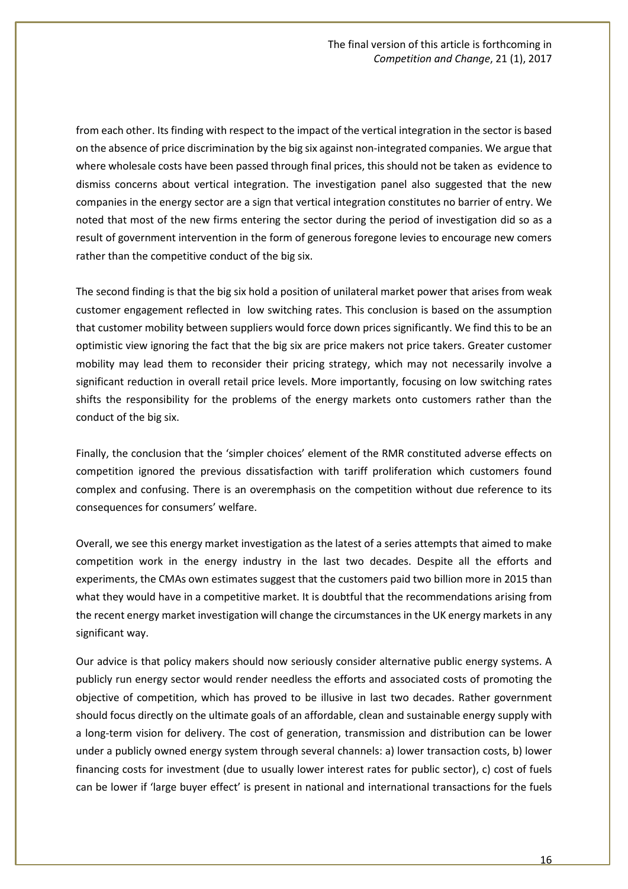from each other. Its finding with respect to the impact of the vertical integration in the sector is based on the absence of price discrimination by the big six against non-integrated companies. We argue that where wholesale costs have been passed through final prices, this should not be taken as evidence to dismiss concerns about vertical integration. The investigation panel also suggested that the new companies in the energy sector are a sign that vertical integration constitutes no barrier of entry. We noted that most of the new firms entering the sector during the period of investigation did so as a result of government intervention in the form of generous foregone levies to encourage new comers rather than the competitive conduct of the big six.

The second finding is that the big six hold a position of unilateral market power that arises from weak customer engagement reflected in low switching rates. This conclusion is based on the assumption that customer mobility between suppliers would force down prices significantly. We find this to be an optimistic view ignoring the fact that the big six are price makers not price takers. Greater customer mobility may lead them to reconsider their pricing strategy, which may not necessarily involve a significant reduction in overall retail price levels. More importantly, focusing on low switching rates shifts the responsibility for the problems of the energy markets onto customers rather than the conduct of the big six.

Finally, the conclusion that the 'simpler choices' element of the RMR constituted adverse effects on competition ignored the previous dissatisfaction with tariff proliferation which customers found complex and confusing. There is an overemphasis on the competition without due reference to its consequences for consumers' welfare.

Overall, we see this energy market investigation as the latest of a series attempts that aimed to make competition work in the energy industry in the last two decades. Despite all the efforts and experiments, the CMAs own estimates suggest that the customers paid two billion more in 2015 than what they would have in a competitive market. It is doubtful that the recommendations arising from the recent energy market investigation will change the circumstances in the UK energy markets in any significant way.

Our advice is that policy makers should now seriously consider alternative public energy systems. A publicly run energy sector would render needless the efforts and associated costs of promoting the objective of competition, which has proved to be illusive in last two decades. Rather government should focus directly on the ultimate goals of an affordable, clean and sustainable energy supply with a long-term vision for delivery. The cost of generation, transmission and distribution can be lower under a publicly owned energy system through several channels: a) lower transaction costs, b) lower financing costs for investment (due to usually lower interest rates for public sector), c) cost of fuels can be lower if 'large buyer effect' is present in national and international transactions for the fuels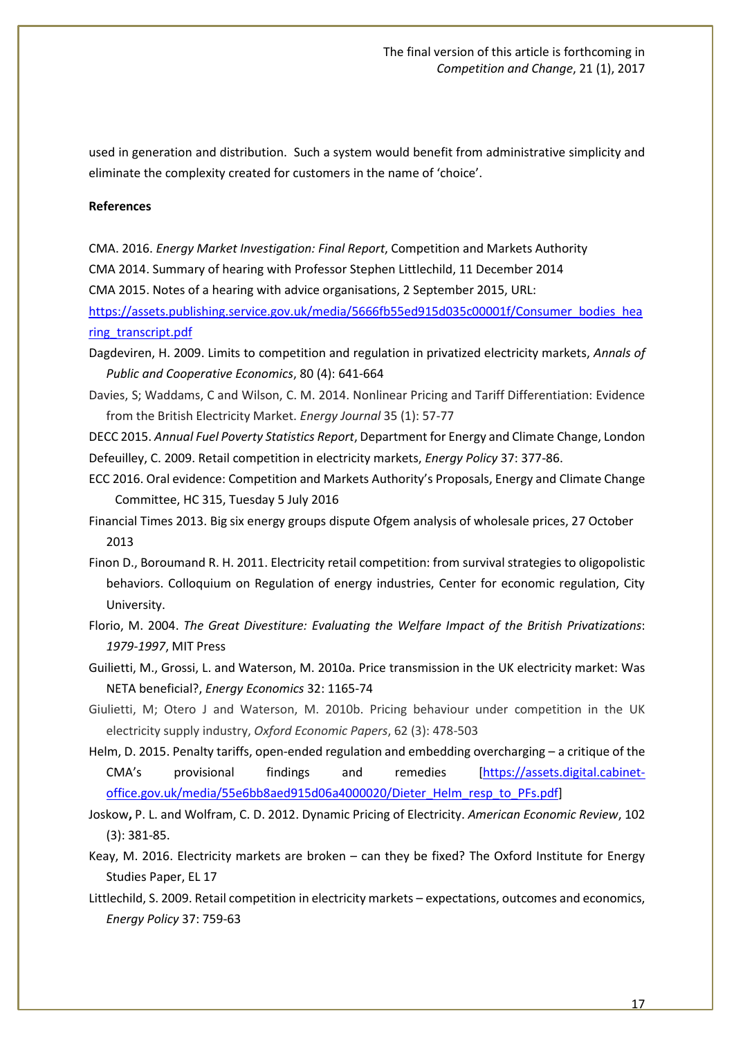used in generation and distribution. Such a system would benefit from administrative simplicity and eliminate the complexity created for customers in the name of 'choice'.

**References**

CMA. 2016. *Energy Market Investigation: Final Report*, Competition and Markets Authority

CMA 2014. Summary of hearing with Professor Stephen Littlechild, 11 December 2014

CMA 2015. Notes of a hearing with advice organisations, 2 September 2015, URL: https://assets.publishing.service.gov.uk/media/5666fb55ed915d035c00001f/Consumer_bodies_hearing_transcript.pdf

Dagdeviren, H. 2009. Limits to competition and regulation in privatized electricity markets, *Annals of Public and Cooperative Economics*, 80 (4): 641-664

Davies, S; Waddams, C and Wilson, C. M. 2014. Nonlinear Pricing and Tariff Differentiation: Evidence from the British Electricity Market. *Energy Journal* 35 (1): 57-77

DECC 2015. *Annual Fuel Poverty Statistics Report*, Department for Energy and Climate Change, London

Defeuilley, C. 2009. Retail competition in electricity markets, *Energy Policy* 37: 377-86.

ECC 2016. Oral evidence: Competition and Markets Authority's Proposals, Energy and Climate Change Committee, HC 315, Tuesday 5 July 2016

Financial Times 2013. Big six energy groups dispute Ofgem analysis of wholesale prices, 27 October 2013

Finon D., Boroumand R. H. 2011. Electricity retail competition: from survival strategies to oligopolistic behaviors. Colloquium on Regulation of energy industries, Center for economic regulation, City University.

Florio, M. 2004. *The Great Divestiture: Evaluating the Welfare Impact of the British Privatizations: 1979-1997*, MIT Press

Guilietti, M., Grossi, L. and Waterson, M. 2010a. Price transmission in the UK electricity market: Was NETA beneficial?, *Energy Economics* 32: 1165-74

Giulietti, M; Otero J and Waterson, M. 2010b. Pricing behaviour under competition in the UK electricity supply industry, *Oxford Economic Papers*, 62 (3): 478-503

Helm, D. 2015. Penalty tariffs, open-ended regulation and embedding overcharging – a critique of the CMA's provisional findings and remedies [https://assets.digital.cabinet-office.gov.uk/media/55e6bb8aed915d06a4000020/Dieter_Helm_resp_to_PFs.pdf]

Joskow, P. L. and Wolfram, C. D. 2012. Dynamic Pricing of Electricity. *American Economic Review*, 102 (3): 381-85.

Keay, M. 2016. Electricity markets are broken – can they be fixed? The Oxford Institute for Energy Studies Paper, EL 17

Littlechild, S. 2009. Retail competition in electricity markets – expectations, outcomes and economics, *Energy Policy* 37: 759-63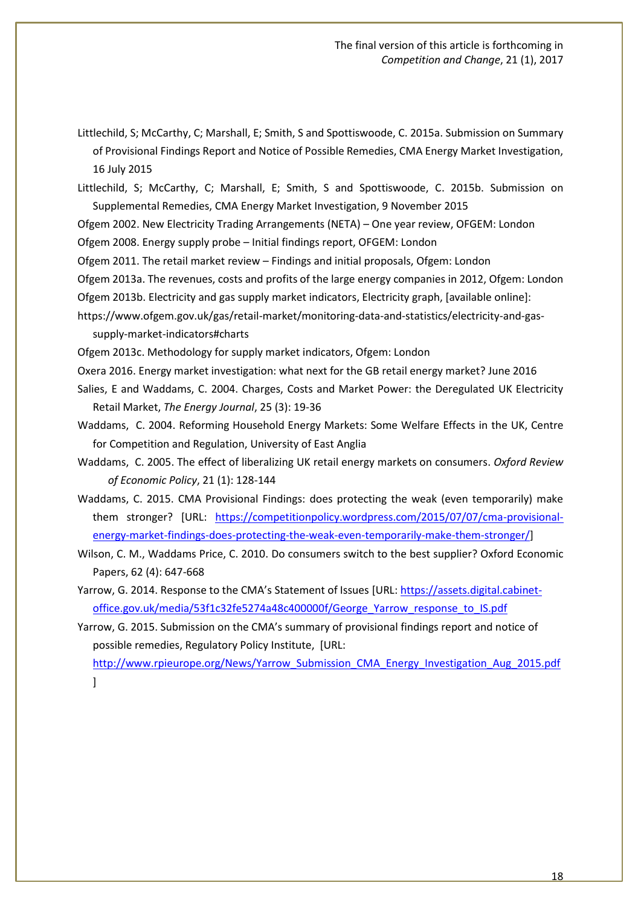Littlechild, S; McCarthy, C; Marshall, E; Smith, S and Spottiswoode, C. 2015a. Submission on Summary of Provisional Findings Report and Notice of Possible Remedies, CMA Energy Market Investigation, 16 July 2015

Littlechild, S; McCarthy, C; Marshall, E; Smith, S and Spottiswoode, C. 2015b. Submission on Supplemental Remedies, CMA Energy Market Investigation, 9 November 2015

Ofgem 2002. New Electricity Trading Arrangements (NETA) – One year review, OFGEM: London

Ofgem 2008. Energy supply probe – Initial findings report, OFGEM: London

Ofgem 2011. The retail market review – Findings and initial proposals, Ofgem: London

Ofgem 2013a. The revenues, costs and profits of the large energy companies in 2012, Ofgem: London

Ofgem 2013b. Electricity and gas supply market indicators, Electricity graph, [available online]: https://www.ofgem.gov.uk/gas/retail-market/monitoring-data-and-statistics/electricity-and-gas-supply-market-indicators#charts

Ofgem 2013c. Methodology for supply market indicators, Ofgem: London

Oxera 2016. Energy market investigation: what next for the GB retail energy market? June 2016

Salies, E and Waddams, C. 2004. Charges, Costs and Market Power: the Deregulated UK Electricity Retail Market, *The Energy Journal*, 25 (3): 19-36

Waddams, C. 2004. Reforming Household Energy Markets: Some Welfare Effects in the UK, Centre for Competition and Regulation, University of East Anglia

Waddams, C. 2005. The effect of liberalizing UK retail energy markets on consumers. *Oxford Review of Economic Policy*, 21 (1): 128-144

Waddams, C. 2015. CMA Provisional Findings: does protecting the weak (even temporarily) make them stronger? [URL: https://competitionpolicy.wordpress.com/2015/07/07/cma-provisional-energy-market-findings-does-protecting-the-weak-even-temporarily-make-them-stronger/]

Wilson, C. M., Waddams Price, C. 2010. Do consumers switch to the best supplier? Oxford Economic Papers, 62 (4): 647-668

Yarrow, G. 2014. Response to the CMA's Statement of Issues [URL: https://assets.digital.cabinet-office.gov.uk/media/53f1c32fe5274a48c400000f/George_Yarrow_response_to_IS.pdf

Yarrow, G. 2015. Submission on the CMA's summary of provisional findings report and notice of possible remedies, Regulatory Policy Institute, [URL: http://www.rpieurope.org/News/Yarrow_Submission_CMA_Energy_Investigation_Aug_2015.pdf ]